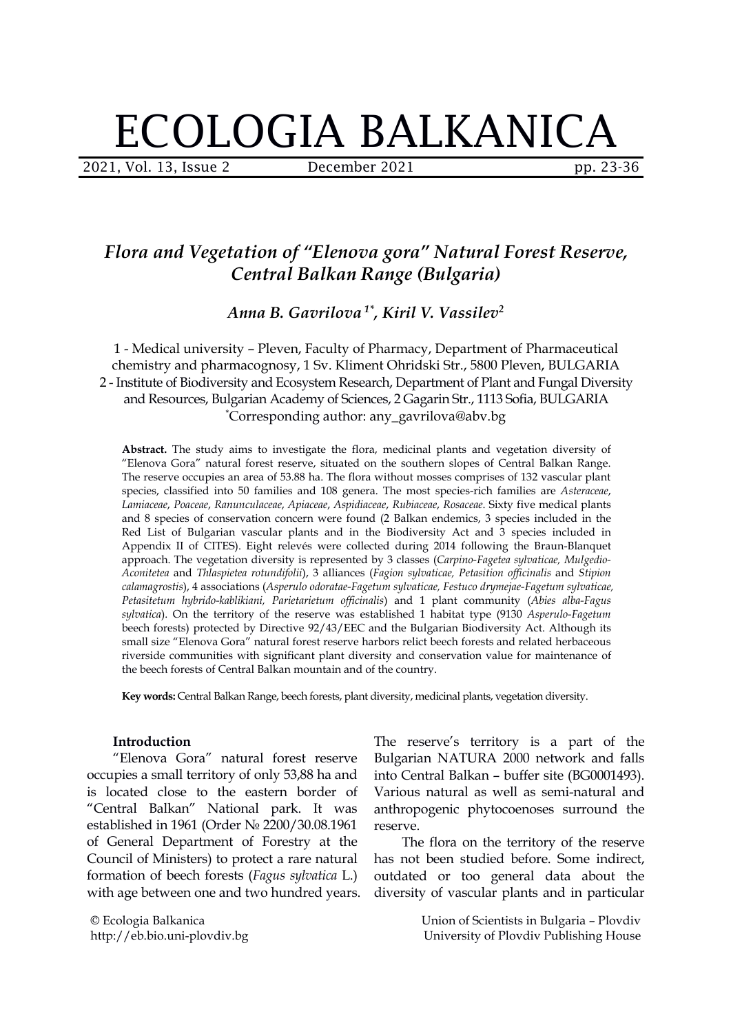# ECOLOGIA BALKANICA

## *Flora and Vegetation of "Elenova gora" Natural Forest Reserve, Central Balkan Range (Bulgaria)*

***Anna B. Gavrilova*** [1*]***, Kiril V. Vassilev*** [2]

1 - Medical university – Pleven, Faculty of Pharmacy, Department of Pharmaceutical chemistry and pharmacognosy, 1 Sv. Kliment Ohridski Str., 5800 Pleven, BULGARIA
2 - Institute of Biodiversity and Ecosystem Research, Department of Plant and Fungal Diversity and Resources, Bulgarian Academy of Sciences, 2 Gagarin Str., 1113 Sofia, BULGARIA
*Corresponding author: any_gavrilova@abv.bg

**Abstract.** The study aims to investigate the flora, medicinal plants and vegetation diversity of "Elenova Gora" natural forest reserve, situated on the southern slopes of Central Balkan Range. The reserve occupies an area of 53.88 ha. The flora without mosses comprises of 132 vascular plant species, classified into 50 families and 108 genera. The most species-rich families are *Asteraceae*, *Lamiaceae*, *Poaceae*, *Ranunculaceae*, *Apiaceae*, *Aspidiaceae*, *Rubiaceae*, *Rosaceae*. Sixty five medical plants and 8 species of conservation concern were found (2 Balkan endemics, 3 species included in the Red List of Bulgarian vascular plants and in the Biodiversity Act and 3 species included in Appendix II of CITES). Eight relevés were collected during 2014 following the Braun-Blanquet approach. The vegetation diversity is represented by 3 classes (*Carpino-Fagetea sylvaticae, Mulgedio-Aconitetea* and *Thlaspietea rotundifolii*), 3 alliances (*Fagion sylvaticae, Petasition officinalis* and *Stipion calamagrostis*), 4 associations (*Asperulo odoratae-Fagetum sylvaticae, Festuco drymejae-Fagetum sylvaticae, Petasitetum hybrido-kablikiani, Parietarietum officinalis*) and 1 plant community (*Abies alba-Fagus sylvatica*). On the territory of the reserve was established 1 habitat type (9130 *Asperulo-Fagetum* beech forests) protected by Directive 92/43/EEC and the Bulgarian Biodiversity Act. Although its small size "Elenova Gora" natural forest reserve harbors relict beech forests and related herbaceous riverside communities with significant plant diversity and conservation value for maintenance of the beech forests of Central Balkan mountain and of the country.

**Key words:** Central Balkan Range, beech forests, plant diversity, medicinal plants, vegetation diversity.

### Introduction

"Elenova Gora" natural forest reserve occupies a small territory of only 53,88 ha and is located close to the eastern border of "Central Balkan" National park. It was established in 1961 (Order № 2200/30.08.1961 of General Department of Forestry at the Council of Ministers) to protect a rare natural formation of beech forests (*Fagus sylvatica* L.) with age between one and two hundred years. The reserve's territory is a part of the Bulgarian NATURA 2000 network and falls into Central Balkan – buffer site (BG0001493). Various natural as well as semi-natural and anthropogenic phytocoenoses surround the reserve.

The flora on the territory of the reserve has not been studied before. Some indirect, outdated or too general data about the diversity of vascular plants and in particular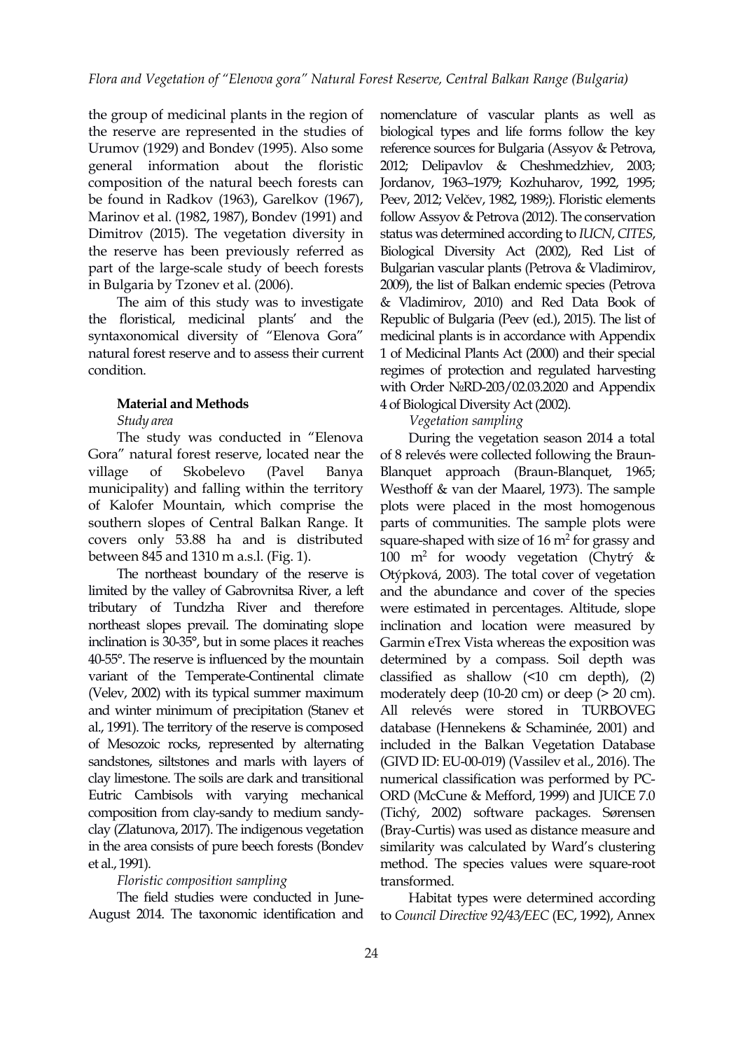the group of medicinal plants in the region of the reserve are represented in the studies of Urumov (1929) and Bondev (1995). Also some general information about the floristic composition of the natural beech forests can be found in Radkov (1963), Garelkov (1967), Marinov et al. (1982, 1987), Bondev (1991) and Dimitrov (2015). The vegetation diversity in the reserve has been previously referred as part of the large-scale study of beech forests in Bulgaria by Tzonev et al. (2006).

The aim of this study was to investigate the floristical, medicinal plants' and the syntaxonomical diversity of "Elenova Gora" natural forest reserve and to assess their current condition.

## Material and Methods

### *Study area*

The study was conducted in "Elenova Gora" natural forest reserve, located near the village of Skobelevo (Pavel Banya municipality) and falling within the territory of Kalofer Mountain, which comprise the southern slopes of Central Balkan Range. It covers only 53.88 ha and is distributed between 845 and 1310 m a.s.l. (Fig. 1).

The northeast boundary of the reserve is limited by the valley of Gabrovnitsa River, a left tributary of Tundzha River and therefore northeast slopes prevail. The dominating slope inclination is 30-35°, but in some places it reaches 40-55°. The reserve is influenced by the mountain variant of the Temperate-Continental climate (Velev, 2002) with its typical summer maximum and winter minimum of precipitation (Stanev et al., 1991). The territory of the reserve is composed of Mesozoic rocks, represented by alternating sandstones, siltstones and marls with layers of clay limestone. The soils are dark and transitional Eutric Cambisols with varying mechanical composition from clay-sandy to medium sandy-clay (Zlatunova, 2017). The indigenous vegetation in the area consists of pure beech forests (Bondev et al., 1991).

### *Floristic composition sampling*

The field studies were conducted in June-August 2014. The taxonomic identification and nomenclature of vascular plants as well as biological types and life forms follow the key reference sources for Bulgaria (Assyov & Petrova, 2012; Delipavlov & Cheshmedzhiev, 2003; Jordanov, 1963–1979; Kozhuharov, 1992, 1995; Peev, 2012; Velčev, 1982, 1989;). Floristic elements follow Assyov & Petrova (2012). The conservation status was determined according to *IUCN*, *CITES*, Biological Diversity Act (2002), Red List of Bulgarian vascular plants (Petrova & Vladimirov, 2009), the list of Balkan endemic species (Petrova & Vladimirov, 2010) and Red Data Book of Republic of Bulgaria (Peev (ed.), 2015). The list of medicinal plants is in accordance with Appendix 1 of Medicinal Plants Act (2000) and their special regimes of protection and regulated harvesting with Order №RD-203/02.03.2020 and Appendix 4 of Biological Diversity Act (2002).

### *Vegetation sampling*

During the vegetation season 2014 a total of 8 relevés were collected following the Braun-Blanquet approach (Braun-Blanquet, 1965; Westhoff & van der Maarel, 1973). The sample plots were placed in the most homogenous parts of communities. The sample plots were square-shaped with size of 16 m$^2$ for grassy and 100 m$^2$ for woody vegetation (Chytrý & Otýpková, 2003). The total cover of vegetation and the abundance and cover of the species were estimated in percentages. Altitude, slope inclination and location were measured by Garmin eTrex Vista whereas the exposition was determined by a compass. Soil depth was classified as shallow (<10 cm depth), (2) moderately deep (10-20 cm) or deep (> 20 cm). All relevés were stored in TURBOVEG database (Hennekens & Schaminée, 2001) and included in the Balkan Vegetation Database (GIVD ID: EU-00-019) (Vassilev et al., 2016). The numerical classification was performed by PC-ORD (McCune & Mefford, 1999) and JUICE 7.0 (Tichý, 2002) software packages. Sørensen (Bray-Curtis) was used as distance measure and similarity was calculated by Ward's clustering method. The species values were square-root transformed.

Habitat types were determined according to *Council Directive 92/43/EEC* (EC, 1992), Annex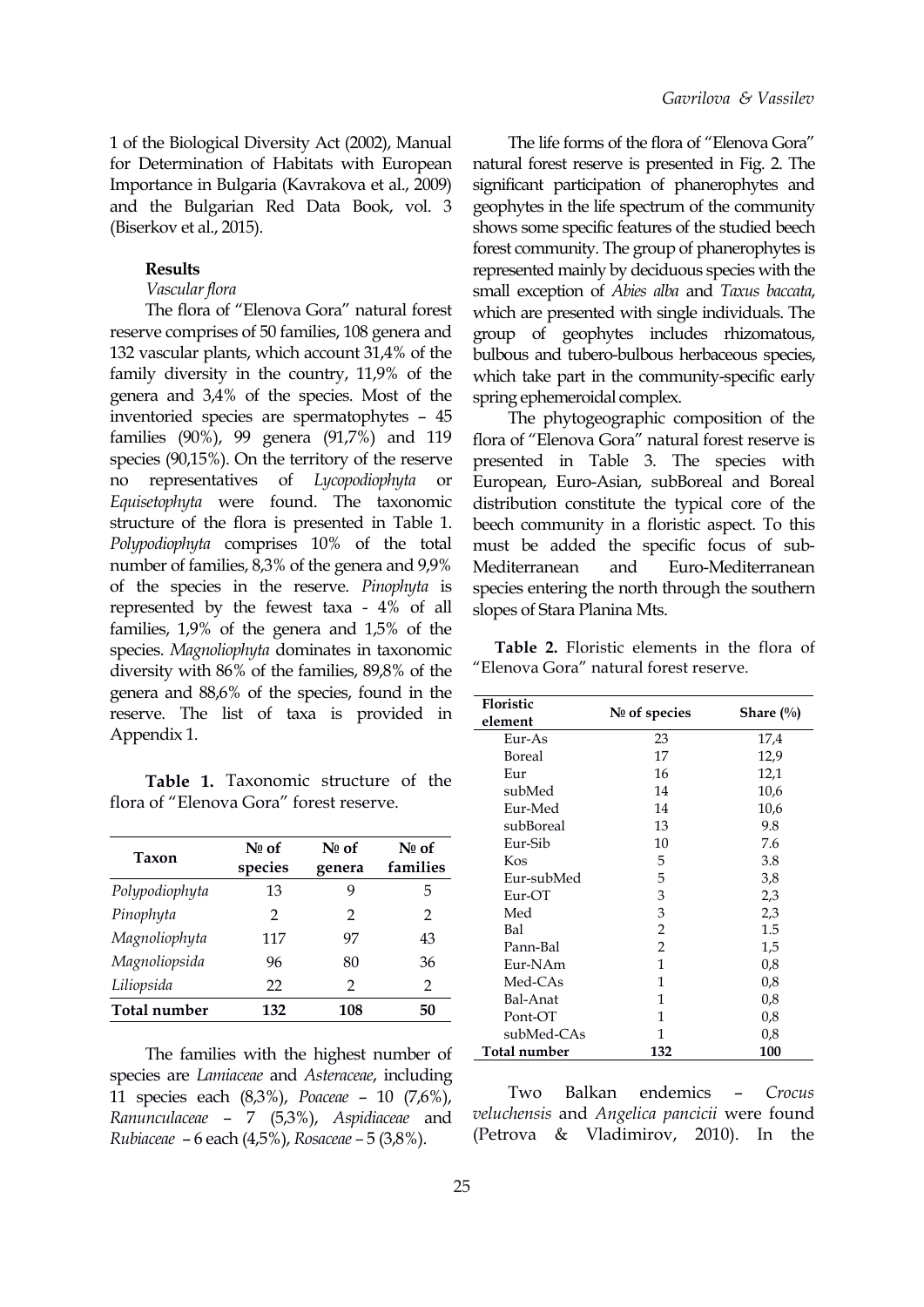1 of the Biological Diversity Act (2002), Manual for Determination of Habitats with European Importance in Bulgaria (Kavrakova et al., 2009) and the Bulgarian Red Data Book, vol. 3 (Biserkov et al., 2015).

## Results

*Vascular flora*

The flora of "Elenova Gora" natural forest reserve comprises of 50 families, 108 genera and 132 vascular plants, which account 31,4% of the family diversity in the country, 11,9% of the genera and 3,4% of the species. Most of the inventoried species are spermatophytes – 45 families (90%), 99 genera (91,7%) and 119 species (90,15%). On the territory of the reserve no representatives of *Lycopodiophyta* or *Equisetophyta* were found. The taxonomic structure of the flora is presented in Table 1. *Polypodiophyta* comprises 10% of the total number of families, 8,3% of the genera and 9,9% of the species in the reserve. *Pinophyta* is represented by the fewest taxa - 4% of all families, 1,9% of the genera and 1,5% of the species. *Magnoliophyta* dominates in taxonomic diversity with 86% of the families, 89,8% of the genera and 88,6% of the species, found in the reserve. The list of taxa is provided in Appendix 1.

**Table 1.** Taxonomic structure of the flora of "Elenova Gora" forest reserve.

| Taxon | № of species | № of genera | № of families |
|---|---|---|---|
| *Polypodiophyta* | 13 | 9 | 5 |
| *Pinophyta* | 2 | 2 | 2 |
| *Magnoliophyta* | 117 | 97 | 43 |
| *Magnoliopsida* | 96 | 80 | 36 |
| *Liliopsida* | 22 | 2 | 2 |
| **Total number** | **132** | **108** | **50** |

The families with the highest number of species are *Lamiaceae* and *Asteraceae*, including 11 species each (8,3%), *Poaceae* – 10 (7,6%), *Ranunculaceae* – 7 (5,3%), *Aspidiaceae* and *Rubiaceae* – 6 each (4,5%), *Rosaceae* – 5 (3,8%).

The life forms of the flora of "Elenova Gora" natural forest reserve is presented in Fig. 2. The significant participation of phanerophytes and geophytes in the life spectrum of the community shows some specific features of the studied beech forest community. The group of phanerophytes is represented mainly by deciduous species with the small exception of *Abies alba* and *Taxus baccata*, which are presented with single individuals. The group of geophytes includes rhizomatous, bulbous and tubero-bulbous herbaceous species, which take part in the community-specific early spring ephemeroidal complex.

The phytogeographic composition of the flora of "Elenova Gora" natural forest reserve is presented in Table 3. The species with European, Euro-Asian, subBoreal and Boreal distribution constitute the typical core of the beech community in a floristic aspect. To this must be added the specific focus of sub-Mediterranean and Euro-Mediterranean species entering the north through the southern slopes of Stara Planina Mts.

**Table 2.** Floristic elements in the flora of "Elenova Gora" natural forest reserve.

| Floristic element | № of species | Share (%) |
|---|---|---|
| Eur-As | 23 | 17,4 |
| Boreal | 17 | 12,9 |
| Eur | 16 | 12,1 |
| subMed | 14 | 10,6 |
| Eur-Med | 14 | 10,6 |
| subBoreal | 13 | 9.8 |
| Eur-Sib | 10 | 7.6 |
| Kos | 5 | 3.8 |
| Eur-subMed | 5 | 3,8 |
| Eur-OT | 3 | 2,3 |
| Med | 3 | 2,3 |
| Bal | 2 | 1.5 |
| Pann-Bal | 2 | 1,5 |
| Eur-NAm | 1 | 0,8 |
| Med-CAs | 1 | 0,8 |
| Bal-Anat | 1 | 0,8 |
| Pont-OT | 1 | 0,8 |
| subMed-CAs | 1 | 0,8 |
| **Total number** | **132** | **100** |

Two Balkan endemics – *Crocus veluchensis* and *Angelica pancicii* were found (Petrova & Vladimirov, 2010). In the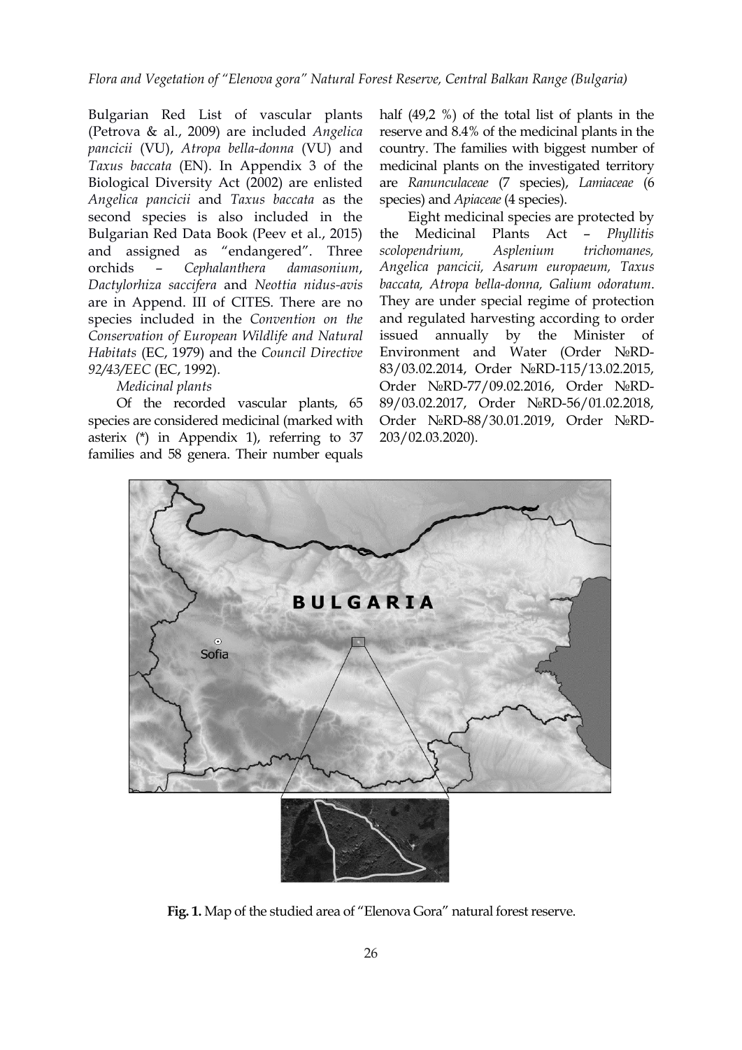Bulgarian Red List of vascular plants (Petrova & al., 2009) are included *Angelica pancicii* (VU), *Atropa bella-donna* (VU) and *Taxus baccata* (EN). In Appendix 3 of the Biological Diversity Act (2002) are enlisted *Angelica pancicii* and *Taxus baccata* as the second species is also included in the Bulgarian Red Data Book (Peev et al., 2015) and assigned as "endangered". Three orchids – *Cephalanthera damasonium*, *Dactylorhiza saccifera* and *Neottia nidus-avis* are in Append. III of CITES. There are no species included in the *Convention on the Conservation of European Wildlife and Natural Habitats* (EC, 1979) and the *Council Directive 92/43/EEC* (EC, 1992).

*Medicinal plants*

Of the recorded vascular plants, 65 species are considered medicinal (marked with asterix (*) in Appendix 1), referring to 37 families and 58 genera. Their number equals half (49,2 %) of the total list of plants in the reserve and 8.4% of the medicinal plants in the country. The families with biggest number of medicinal plants on the investigated territory are *Ranunculaceae* (7 species), *Lamiaceae* (6 species) and *Apiaceae* (4 species).

Eight medicinal species are protected by the Medicinal Plants Act – *Phyllitis scolopendrium, Asplenium trichomanes, Angelica pancicii, Asarum europaeum, Taxus baccata, Atropa bella-donna, Galium odoratum*. They are under special regime of protection and regulated harvesting according to order issued annually by the Minister of Environment and Water (Order №RD-83/03.02.2014, Order №RD-115/13.02.2015, Order №RD-77/09.02.2016, Order №RD-89/03.02.2017, Order №RD-56/01.02.2018, Order №RD-88/30.01.2019, Order №RD-203/02.03.2020).

**Fig. 1.** Map of the studied area of "Elenova Gora" natural forest reserve.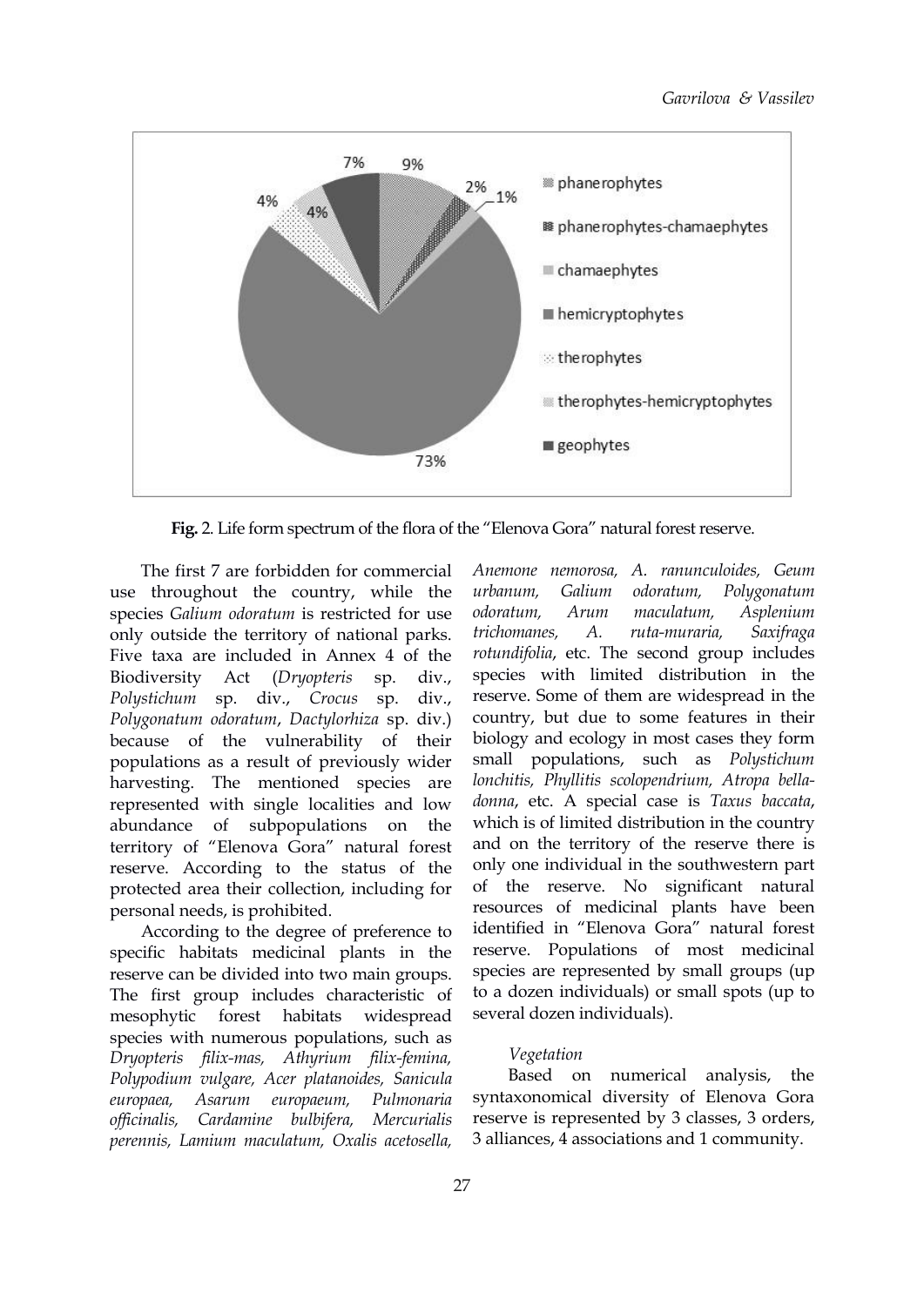**Fig. 2**. Life form spectrum of the flora of the "Elenova Gora" natural forest reserve.

The first 7 are forbidden for commercial use throughout the country, while the species *Galium odoratum* is restricted for use only outside the territory of national parks. Five taxa are included in Annex 4 of the Biodiversity Act (*Dryopteris* sp. div., *Polystichum* sp. div., *Crocus* sp. div., *Polygonatum odoratum*, *Dactylorhiza* sp. div.) because of the vulnerability of their populations as a result of previously wider harvesting. The mentioned species are represented with single localities and low abundance of subpopulations on the territory of "Elenova Gora" natural forest reserve. According to the status of the protected area their collection, including for personal needs, is prohibited.

According to the degree of preference to specific habitats medicinal plants in the reserve can be divided into two main groups. The first group includes characteristic of mesophytic forest habitats widespread species with numerous populations, such as *Dryopteris filix-mas, Athyrium filix-femina, Polypodium vulgare, Acer platanoides, Sanicula europaea, Asarum europaeum, Pulmonaria officinalis, Cardamine bulbifera, Mercurialis perennis, Lamium maculatum, Oxalis acetosella, Anemone nemorosa, A. ranunculoides, Geum urbanum, Galium odoratum, Polygonatum odoratum, Arum maculatum, Asplenium trichomanes, A. ruta-muraria, Saxifraga rotundifolia*, etc. The second group includes species with limited distribution in the reserve. Some of them are widespread in the country, but due to some features in their biology and ecology in most cases they form small populations, such as *Polystichum lonchitis, Phyllitis scolopendrium, Atropa bella-donna*, etc. A special case is *Taxus baccata*, which is of limited distribution in the country and on the territory of the reserve there is only one individual in the southwestern part of the reserve. No significant natural resources of medicinal plants have been identified in "Elenova Gora" natural forest reserve. Populations of most medicinal species are represented by small groups (up to a dozen individuals) or small spots (up to several dozen individuals).

*Vegetation*

Based on numerical analysis, the syntaxonomical diversity of Elenova Gora reserve is represented by 3 classes, 3 orders, 3 alliances, 4 associations and 1 community.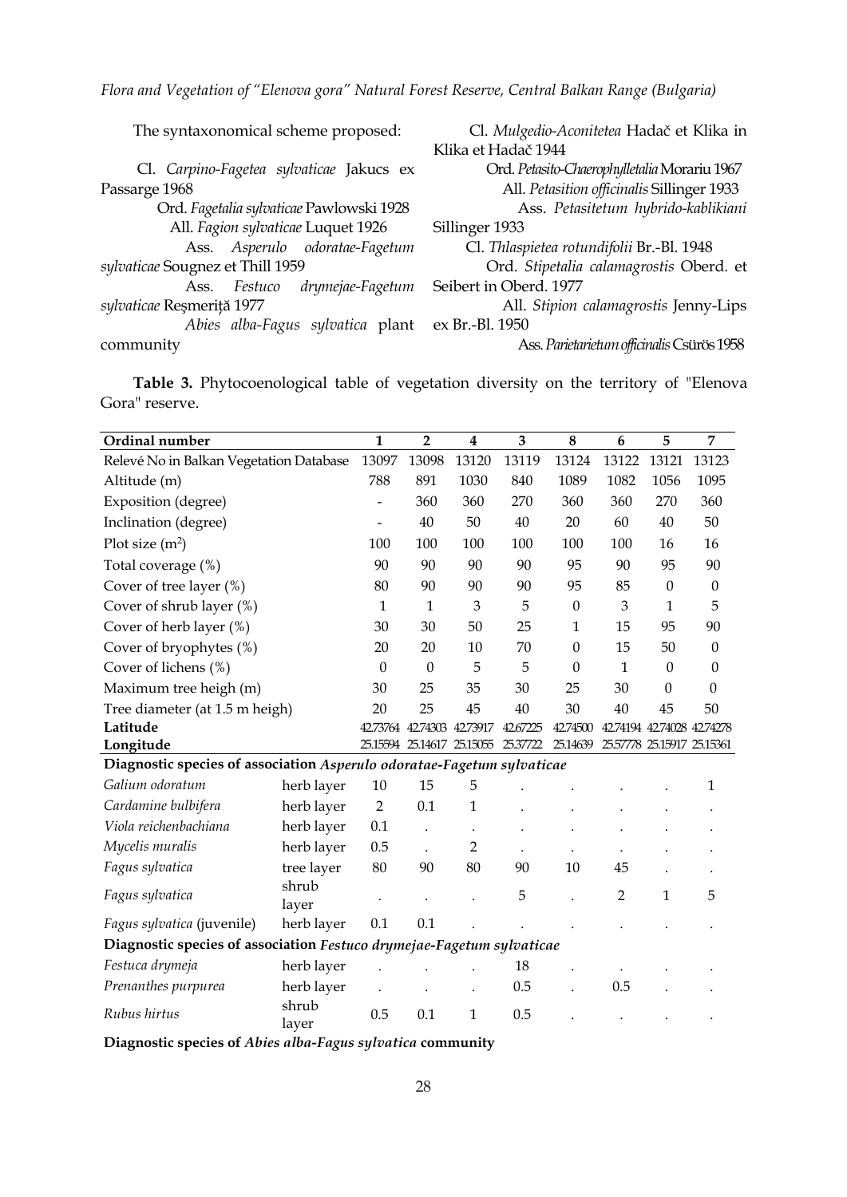The syntaxonomical scheme proposed:

Cl. *Carpino-Fagetea sylvaticae* Jakucs ex Passarge 1968

Ord. *Fagetalia sylvaticae* Pawlowski 1928

All. *Fagion sylvaticae* Luquet 1926

Ass. *Asperulo odoratae-Fagetum sylvaticae* Sougnez et Thill 1959

Ass. *Festuco drymejae-Fagetum sylvaticae* Reşmeriţă 1977

*Abies alba-Fagus sylvatica* plant community

Cl. *Mulgedio-Aconitetea* Hadač et Klika in Klika et Hadač 1944

Ord. *Petasito-Chaerophylletalia* Morariu 1967

All. *Petasition officinalis* Sillinger 1933

Ass. *Petasitetum hybrido-kablikiani* Sillinger 1933

Cl. *Thlaspietea rotundifolii* Br.-Bl. 1948

Ord. *Stipetalia calamagrostis* Oberd. et Seibert in Oberd. 1977

All. *Stipion calamagrostis* Jenny-Lips ex Br.-Bl. 1950

Ass. *Parietarietum officinalis* Csürös 1958

**Table 3.** Phytocoenological table of vegetation diversity on the territory of "Elenova Gora" reserve.

| Ordinal number | | 1 | 2 | 4 | 3 | 8 | 6 | 5 | 7 |
|---|---|---|---|---|---|---|---|---|---|
| Relevé No in Balkan Vegetation Database | | 13097 | 13098 | 13120 | 13119 | 13124 | 13122 | 13121 | 13123 |
| Altitude (m) | | 788 | 891 | 1030 | 840 | 1089 | 1082 | 1056 | 1095 |
| Exposition (degree) | | - | 360 | 360 | 270 | 360 | 360 | 270 | 360 |
| Inclination (degree) | | - | 40 | 50 | 40 | 20 | 60 | 40 | 50 |
| Plot size ($m^2$) | | 100 | 100 | 100 | 100 | 100 | 100 | 16 | 16 |
| Total coverage (%) | | 90 | 90 | 90 | 90 | 95 | 90 | 95 | 90 |
| Cover of tree layer (%) | | 80 | 90 | 90 | 90 | 95 | 85 | 0 | 0 |
| Cover of shrub layer (%) | | 1 | 1 | 3 | 5 | 0 | 3 | 1 | 5 |
| Cover of herb layer (%) | | 30 | 30 | 50 | 25 | 1 | 15 | 95 | 90 |
| Cover of bryophytes (%) | | 20 | 20 | 10 | 70 | 0 | 15 | 50 | 0 |
| Cover of lichens (%) | | 0 | 0 | 5 | 5 | 0 | 1 | 0 | 0 |
| Maximum tree heigh (m) | | 30 | 25 | 35 | 30 | 25 | 30 | 0 | 0 |
| Tree diameter (at 1.5 m heigh) | | 20 | 25 | 45 | 40 | 30 | 40 | 45 | 50 |
| **Latitude** | | 42.73764 | 42.74303 | 42.73917 | 42.67225 | 42.74500 | 42.74194 | 42.74028 | 42.74278 |
| **Longitude** | | 25.15594 | 25.14617 | 25.15055 | 25.37722 | 25.14639 | 25.57778 | 25.15917 | 25.15361 |
| **Diagnostic species of association *Asperulo odoratae-Fagetum sylvaticae*** | | | | | | | | | |
| *Galium odoratum* | herb layer | 10 | 15 | 5 | . | . | . | . | 1 |
| *Cardamine bulbifera* | herb layer | 2 | 0.1 | 1 | . | . | . | . | . |
| *Viola reichenbachiana* | herb layer | 0.1 | . | . | . | . | . | . | . |
| *Mycelis muralis* | herb layer | 0.5 | . | 2 | . | . | . | . | . |
| *Fagus sylvatica* | tree layer | 80 | 90 | 80 | 90 | 10 | 45 | . | . |
| *Fagus sylvatica* | shrub layer | . | . | . | 5 | . | 2 | 1 | 5 |
| *Fagus sylvatica* (juvenile) | herb layer | 0.1 | 0.1 | . | . | . | . | . | . |
| **Diagnostic species of association *Festuco drymejae-Fagetum sylvaticae*** | | | | | | | | | |
| *Festuca drymeja* | herb layer | . | . | . | 18 | . | . | . | . |
| *Prenanthes purpurea* | herb layer | . | . | . | 0.5 | . | 0.5 | . | . |
| *Rubus hirtus* | shrub layer | 0.5 | 0.1 | 1 | 0.5 | . | . | . | . |
| **Diagnostic species of *Abies alba-Fagus sylvatica* community** | | | | | | | | | |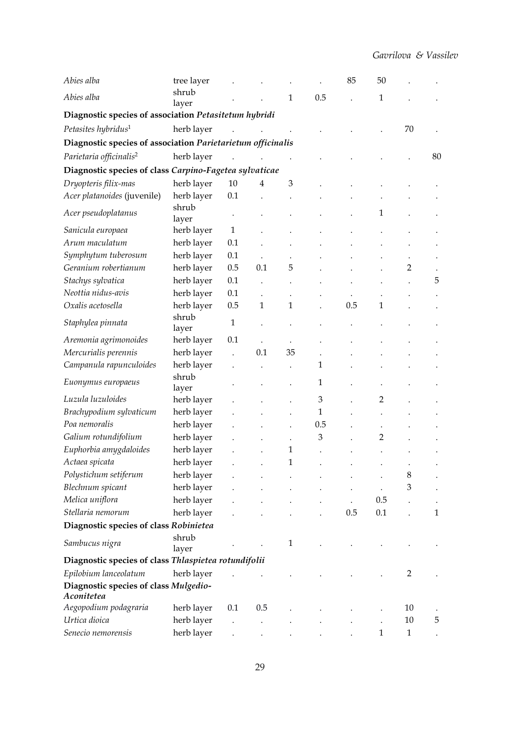| | | | | | | | | | |
|---|---|---|---|---|---|---|---|---|---|
| *Abies alba* | tree layer | . | . | . | . | 85 | 50 | . | . |
| *Abies alba* | shrub layer | . | . | 1 | 0.5 | . | 1 | . | . |
| **Diagnostic species of association *Petasitetum hybridi*** | | | | | | | | | |
| *Petasites hybridus*[1] | herb layer | . | . | . | . | . | . | 70 | . |
| **Diagnostic species of association *Parietarietum officinalis*** | | | | | | | | | |
| *Parietaria officinalis*[2] | herb layer | . | . | . | . | . | . | . | 80 |
| **Diagnostic species of class *Carpino-Fagetea sylvaticae*** | | | | | | | | | |
| *Dryopteris filix-mas* | herb layer | 10 | 4 | 3 | . | . | . | . | . |
| *Acer platanoides* (juvenile) | herb layer | 0.1 | . | . | . | . | . | . | . |
| *Acer pseudoplatanus* | shrub layer | . | . | . | . | . | 1 | . | . |
| *Sanicula europaea* | herb layer | 1 | . | . | . | . | . | . | . |
| *Arum maculatum* | herb layer | 0.1 | . | . | . | . | . | . | . |
| *Symphytum tuberosum* | herb layer | 0.1 | . | . | . | . | . | . | . |
| *Geranium robertianum* | herb layer | 0.5 | 0.1 | 5 | . | . | . | 2 | . |
| *Stachys sylvatica* | herb layer | 0.1 | . | . | . | . | . | . | 5 |
| *Neottia nidus-avis* | herb layer | 0.1 | . | . | . | . | . | . | . |
| *Oxalis acetosella* | herb layer | 0.5 | 1 | 1 | . | 0.5 | 1 | . | . |
| *Staphylea pinnata* | shrub layer | 1 | . | . | . | . | . | . | . |
| *Aremonia agrimonoides* | herb layer | 0.1 | . | . | . | . | . | . | . |
| *Mercurialis perennis* | herb layer | . | 0.1 | 35 | . | . | . | . | . |
| *Campanula rapunculoides* | herb layer | . | . | . | 1 | . | . | . | . |
| *Euonymus europaeus* | shrub layer | . | . | . | 1 | . | . | . | . |
| *Luzula luzuloides* | herb layer | . | . | . | 3 | . | 2 | . | . |
| *Brachypodium sylvaticum* | herb layer | . | . | . | 1 | . | . | . | . |
| *Poa nemoralis* | herb layer | . | . | . | 0.5 | . | . | . | . |
| *Galium rotundifolium* | herb layer | . | . | . | 3 | . | 2 | . | . |
| *Euphorbia amygdaloides* | herb layer | . | . | 1 | . | . | . | . | . |
| *Actaea spicata* | herb layer | . | . | 1 | . | . | . | . | . |
| *Polystichum setiferum* | herb layer | . | . | . | . | . | . | 8 | . |
| *Blechnum spicant* | herb layer | . | . | . | . | . | . | 3 | . |
| *Melica uniflora* | herb layer | . | . | . | . | . | 0.5 | . | . |
| *Stellaria nemorum* | herb layer | . | . | . | . | 0.5 | 0.1 | . | 1 |
| **Diagnostic species of class *Robinietea*** | | | | | | | | | |
| *Sambucus nigra* | shrub layer | . | . | 1 | . | . | . | . | . |
| **Diagnostic species of class *Thlaspietea rotundifolii*** | | | | | | | | | |
| *Epilobium lanceolatum* | herb layer | . | . | . | . | . | . | 2 | . |
| **Diagnostic species of class *Mulgedio-Aconitetea*** | | | | | | | | | |
| *Aegopodium podagraria* | herb layer | 0.1 | 0.5 | . | . | . | . | 10 | . |
| *Urtica dioica* | herb layer | . | . | . | . | . | . | 10 | 5 |
| *Senecio nemorensis* | herb layer | . | . | . | . | . | 1 | 1 | . |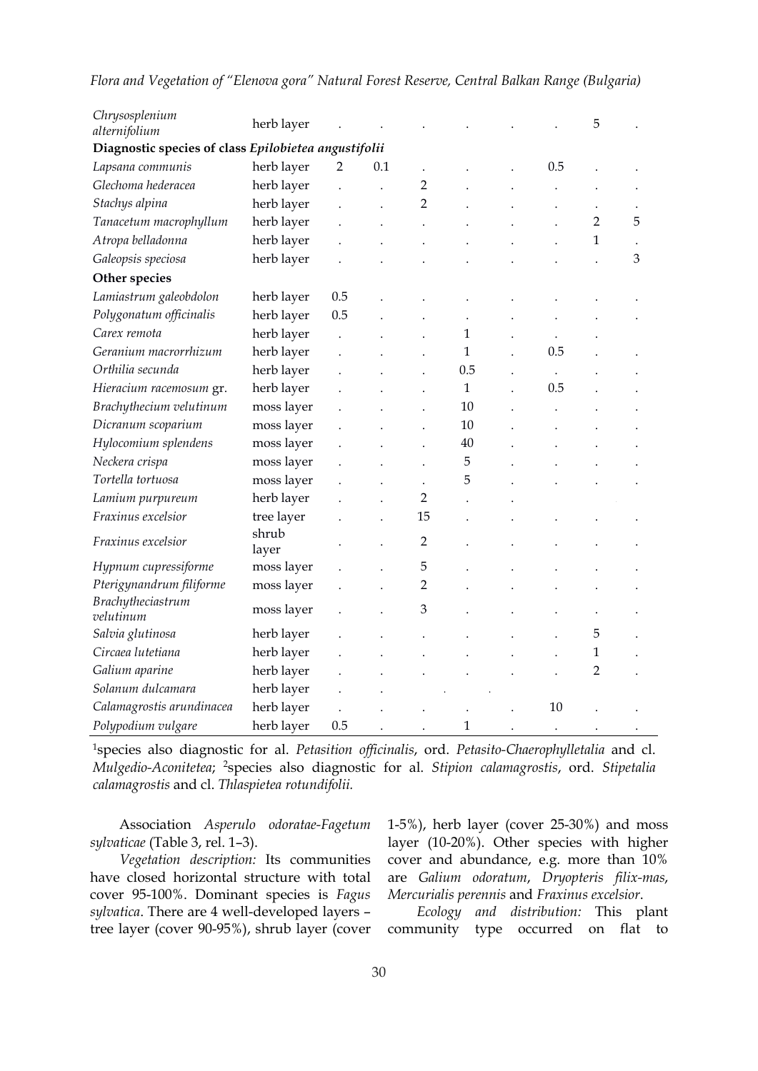| | | | | | | | | | |
|---|---|---|---|---|---|---|---|---|---|
| *Chrysosplenium alternifolium* | herb layer | . | . | . | . | . | . | 5 | . |
| **Diagnostic species of class *Epilobietea angustifolii*** | | | | | | | | | |
| *Lapsana communis* | herb layer | 2 | 0.1 | . | . | . | 0.5 | . | . |
| *Glechoma hederacea* | herb layer | . | . | 2 | . | . | . | . | . |
| *Stachys alpina* | herb layer | . | . | 2 | . | . | . | . | . |
| *Tanacetum macrophyllum* | herb layer | . | . | . | . | . | . | 2 | 5 |
| *Atropa belladonna* | herb layer | . | . | . | . | . | . | 1 | . |
| *Galeopsis speciosa* | herb layer | . | . | . | . | . | . | . | 3 |
| **Other species** | | | | | | | | | |
| *Lamiastrum galeobdolon* | herb layer | 0.5 | . | . | . | . | . | . | . |
| *Polygonatum officinalis* | herb layer | 0.5 | . | . | . | . | . | . | . |
| *Carex remota* | herb layer | . | . | . | 1 | . | . | . | |
| *Geranium macrorrhizum* | herb layer | . | . | . | 1 | . | 0.5 | . | . |
| *Orthilia secunda* | herb layer | . | . | . | 0.5 | . | . | . | . |
| *Hieracium racemosum* gr. | herb layer | . | . | . | 1 | . | 0.5 | . | . |
| *Brachythecium velutinum* | moss layer | . | . | . | 10 | . | . | . | . |
| *Dicranum scoparium* | moss layer | . | . | . | 10 | . | . | . | . |
| *Hylocomium splendens* | moss layer | . | . | . | 40 | . | . | . | . |
| *Neckera crispa* | moss layer | . | . | . | 5 | . | . | . | . |
| *Tortella tortuosa* | moss layer | . | . | . | 5 | . | . | . | . |
| *Lamium purpureum* | herb layer | . | . | 2 | . | . | | | |
| *Fraxinus excelsior* | tree layer | . | . | 15 | . | . | . | . | . |
| *Fraxinus excelsior* | shrub layer | . | . | 2 | . | . | . | . | . |
| *Hypnum cupressiforme* | moss layer | . | . | 5 | . | . | . | . | . |
| *Pterigynandrum filiforme* | moss layer | . | . | 2 | . | . | . | . | . |
| *Brachytheciastrum velutinum* | moss layer | . | . | 3 | . | . | . | . | . |
| *Salvia glutinosa* | herb layer | . | . | . | . | . | . | 5 | . |
| *Circaea lutetiana* | herb layer | . | . | . | . | . | . | 1 | . |
| *Galium aparine* | herb layer | . | . | . | . | . | . | 2 | . |
| *Solanum dulcamara* | herb layer | . | . | . | . | . | | | |
| *Calamagrostis arundinacea* | herb layer | . | . | . | . | . | 10 | . | . |
| *Polypodium vulgare* | herb layer | 0.5 | . | . | 1 | . | . | . | . |

[1]species also diagnostic for al. *Petasition officinalis*, ord. *Petasito-Chaerophylletalia* and cl. *Mulgedio-Aconitetea*; [2]species also diagnostic for al. *Stipion calamagrostis*, ord. *Stipetalia calamagrostis* and cl. *Thlaspietea rotundifolii.*

Association *Asperulo odoratae-Fagetum sylvaticae* (Table 3, rel. 1–3).

*Vegetation description:* Its communities have closed horizontal structure with total cover 95-100%. Dominant species is *Fagus sylvatica*. There are 4 well-developed layers – tree layer (cover 90-95%), shrub layer (cover 1-5%), herb layer (cover 25-30%) and moss layer (10-20%). Other species with higher cover and abundance, e.g. more than 10% are *Galium odoratum*, *Dryopteris filix-mas*, *Mercurialis perennis* and *Fraxinus excelsior*.

*Ecology and distribution:* This plant community type occurred on flat to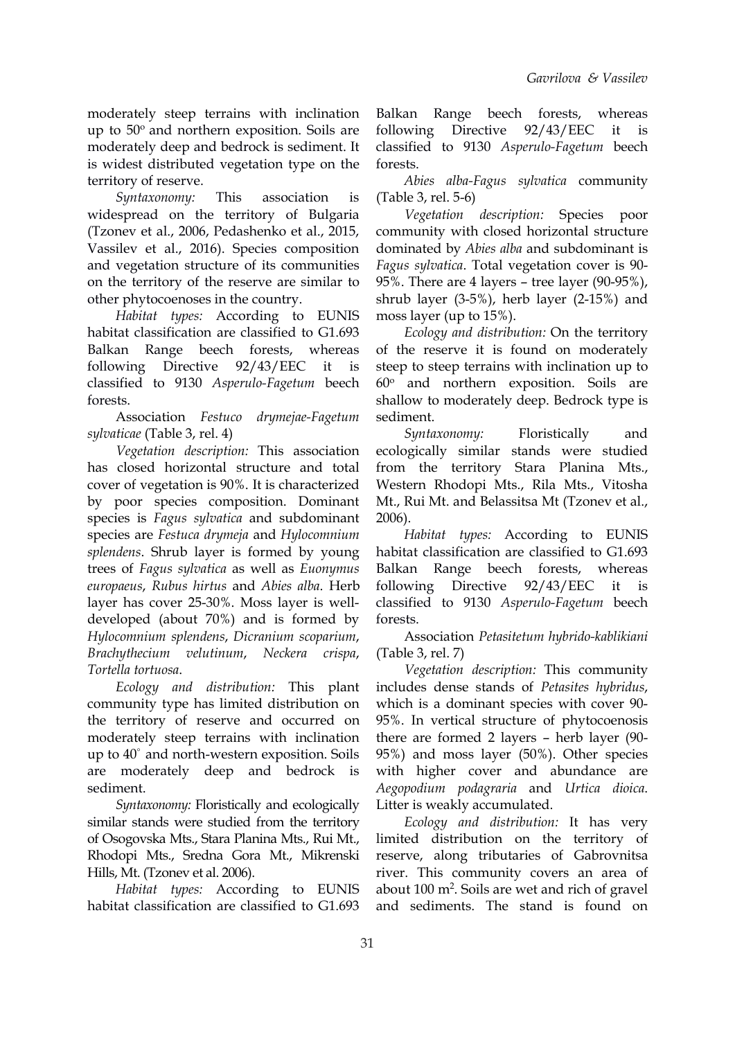moderately steep terrains with inclination up to 50º and northern exposition. Soils are moderately deep and bedrock is sediment. It is widest distributed vegetation type on the territory of reserve.

*Syntaxonomy:* This association is widespread on the territory of Bulgaria (Tzonev et al., 2006, Pedashenko et al., 2015, Vassilev et al., 2016). Species composition and vegetation structure of its communities on the territory of the reserve are similar to other phytocoenoses in the country.

*Habitat types:* According to EUNIS habitat classification are classified to G1.693 Balkan Range beech forests, whereas following Directive 92/43/EEC it is classified to 9130 *Asperulo-Fagetum* beech forests.

Association *Festuco drymejae-Fagetum sylvaticae* (Table 3, rel. 4)

*Vegetation description:* This association has closed horizontal structure and total cover of vegetation is 90%. It is characterized by poor species composition. Dominant species is *Fagus sylvatica* and subdominant species are *Festuca drymeja* and *Hylocomnium splendens*. Shrub layer is formed by young trees of *Fagus sylvatica* as well as *Euonymus europaeus*, *Rubus hirtus* and *Abies alba*. Herb layer has cover 25-30%. Moss layer is well-developed (about 70%) and is formed by *Hylocomnium splendens*, *Dicranium scoparium*, *Brachythecium velutinum*, *Neckera crispa*, *Tortella tortuosa*.

*Ecology and distribution:* This plant community type has limited distribution on the territory of reserve and occurred on moderately steep terrains with inclination up to 40˚ and north-western exposition. Soils are moderately deep and bedrock is sediment.

*Syntaxonomy:* Floristically and ecologically similar stands were studied from the territory of Osogovska Mts., Stara Planina Mts., Rui Mt., Rhodopi Mts., Sredna Gora Mt., Mikrenski Hills, Mt. (Tzonev et al. 2006).

*Habitat types:* According to EUNIS habitat classification are classified to G1.693 Balkan Range beech forests, whereas following Directive 92/43/EEC it is classified to 9130 *Asperulo-Fagetum* beech forests.

*Abies alba-Fagus sylvatica* community (Table 3, rel. 5-6)

*Vegetation description:* Species poor community with closed horizontal structure dominated by *Abies alba* and subdominant is *Fagus sylvatica*. Total vegetation cover is 90-95%. There are 4 layers – tree layer (90-95%), shrub layer (3-5%), herb layer (2-15%) and moss layer (up to 15%).

*Ecology and distribution:* On the territory of the reserve it is found on moderately steep to steep terrains with inclination up to 60º and northern exposition. Soils are shallow to moderately deep. Bedrock type is sediment.

*Syntaxonomy:* Floristically and ecologically similar stands were studied from the territory Stara Planina Mts., Western Rhodopi Mts., Rila Mts., Vitosha Mt., Rui Mt. and Belassitsa Mt (Tzonev et al., 2006).

*Habitat types:* According to EUNIS habitat classification are classified to G1.693 Balkan Range beech forests, whereas following Directive 92/43/EEC it is classified to 9130 *Asperulo-Fagetum* beech forests.

Association *Petasitetum hybrido-kablikiani* (Table 3, rel. 7)

*Vegetation description:* This community includes dense stands of *Petasites hybridus*, which is a dominant species with cover 90-95%. In vertical structure of phytocoenosis there are formed 2 layers – herb layer (90-95%) and moss layer (50%). Other species with higher cover and abundance are *Aegopodium podagraria* and *Urtica dioica*. Litter is weakly accumulated.

*Ecology and distribution:* It has very limited distribution on the territory of reserve, along tributaries of Gabrovnitsa river. This community covers an area of about 100 m$^2$. Soils are wet and rich of gravel and sediments. The stand is found on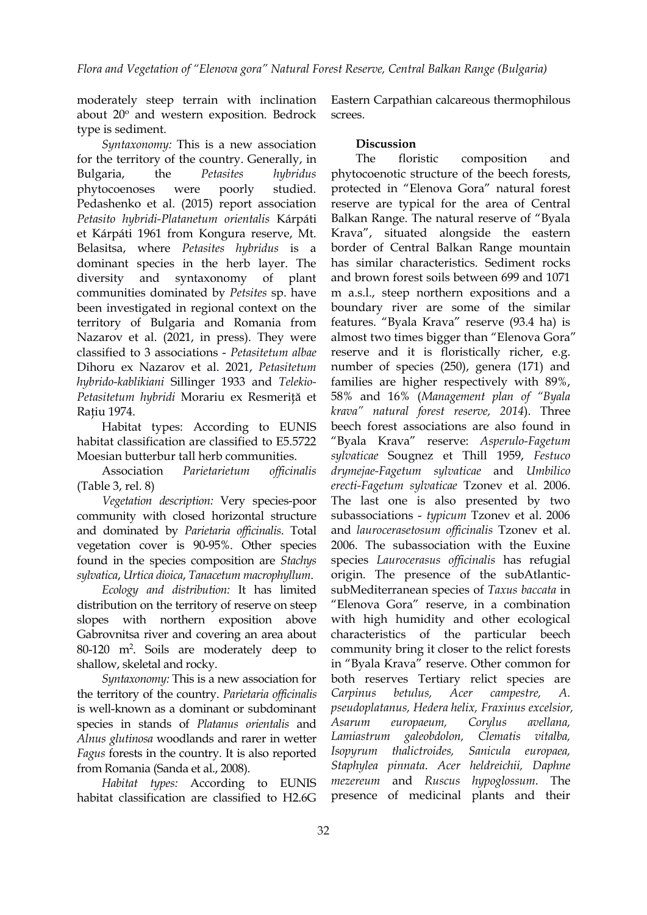moderately steep terrain with inclination about 20º and western exposition. Bedrock type is sediment.

*Syntaxonomy:* This is a new association for the territory of the country. Generally, in Bulgaria, the *Petasites hybridus* phytocoenoses were poorly studied. Pedashenko et al. (2015) report association *Petasito hybridi-Platanetum orientalis* Kárpáti et Kárpáti 1961 from Kongura reserve, Mt. Belasitsa, where *Petasites hybridus* is a dominant species in the herb layer. The diversity and syntaxonomy of plant communities dominated by *Petsites* sp. have been investigated in regional context on the territory of Bulgaria and Romania from Nazarov et al. (2021, in press). They were classified to 3 associations - *Petasitetum albae* Dihoru ex Nazarov et al. 2021, *Petasitetum hybrido-kablikiani* Sillinger 1933 and *Telekio-Petasitetum hybridi* Morariu ex Resmeriță et Rațiu 1974.

Habitat types: According to EUNIS habitat classification are classified to E5.5722 Moesian butterbur tall herb communities.

Association *Parietarietum officinalis* (Table 3, rel. 8)

*Vegetation description:* Very species-poor community with closed horizontal structure and dominated by *Parietaria officinalis*. Total vegetation cover is 90-95%. Other species found in the species composition are *Stachys sylvatica*, *Urtica dioica*, *Tanacetum macrophyllum*.

*Ecology and distribution:* It has limited distribution on the territory of reserve on steep slopes with northern exposition above Gabrovnitsa river and covering an area about 80-120 m². Soils are moderately deep to shallow, skeletal and rocky.

*Syntaxonomy:* This is a new association for the territory of the country. *Parietaria officinalis* is well-known as a dominant or subdominant species in stands of *Platanus orientalis* and *Alnus glutinosa* woodlands and rarer in wetter *Fagus* forests in the country. It is also reported from Romania (Sanda et al., 2008).

*Habitat types:* According to EUNIS habitat classification are classified to H2.6G Eastern Carpathian calcareous thermophilous screes.

## Discussion

The floristic composition and phytocoenotic structure of the beech forests, protected in "Elenova Gora" natural forest reserve are typical for the area of Central Balkan Range. The natural reserve of "Byala Krava", situated alongside the eastern border of Central Balkan Range mountain has similar characteristics. Sediment rocks and brown forest soils between 699 and 1071 m a.s.l., steep northern expositions and a boundary river are some of the similar features. "Byala Krava" reserve (93.4 ha) is almost two times bigger than "Elenova Gora" reserve and it is floristically richer, e.g. number of species (250), genera (171) and families are higher respectively with 89%, 58% and 16% (*Management plan of "Byala krava" natural forest reserve, 2014*). Three beech forest associations are also found in "Byala Krava" reserve: *Asperulo-Fagetum sylvaticae* Sougnez et Thill 1959, *Festuco drymejae-Fagetum sylvaticae* and *Umbilico erecti-Fagetum sylvaticae* Tzonev et al. 2006. The last one is also presented by two subassociations - *typicum* Tzonev et al. 2006 and *laurocerasetosum officinalis* Tzonev et al. 2006. The subassociation with the Euxine species *Laurocerasus officinalis* has refugial origin. The presence of the subAtlantic-subMediterranean species of *Taxus baccata* in "Elenova Gora" reserve, in a combination with high humidity and other ecological characteristics of the particular beech community bring it closer to the relict forests in "Byala Krava" reserve. Other common for both reserves Tertiary relict species are *Carpinus betulus, Acer campestre, A. pseudoplatanus, Hedera helix, Fraxinus excelsior, Asarum europaeum, Corylus avellana, Lamiastrum galeobdolon, Clematis vitalba, Isopyrum thalictroides, Sanicula europaea, Staphylea pinnata*. *Acer heldreichii, Daphne mezereum* and *Ruscus hypoglossum*. The presence of medicinal plants and their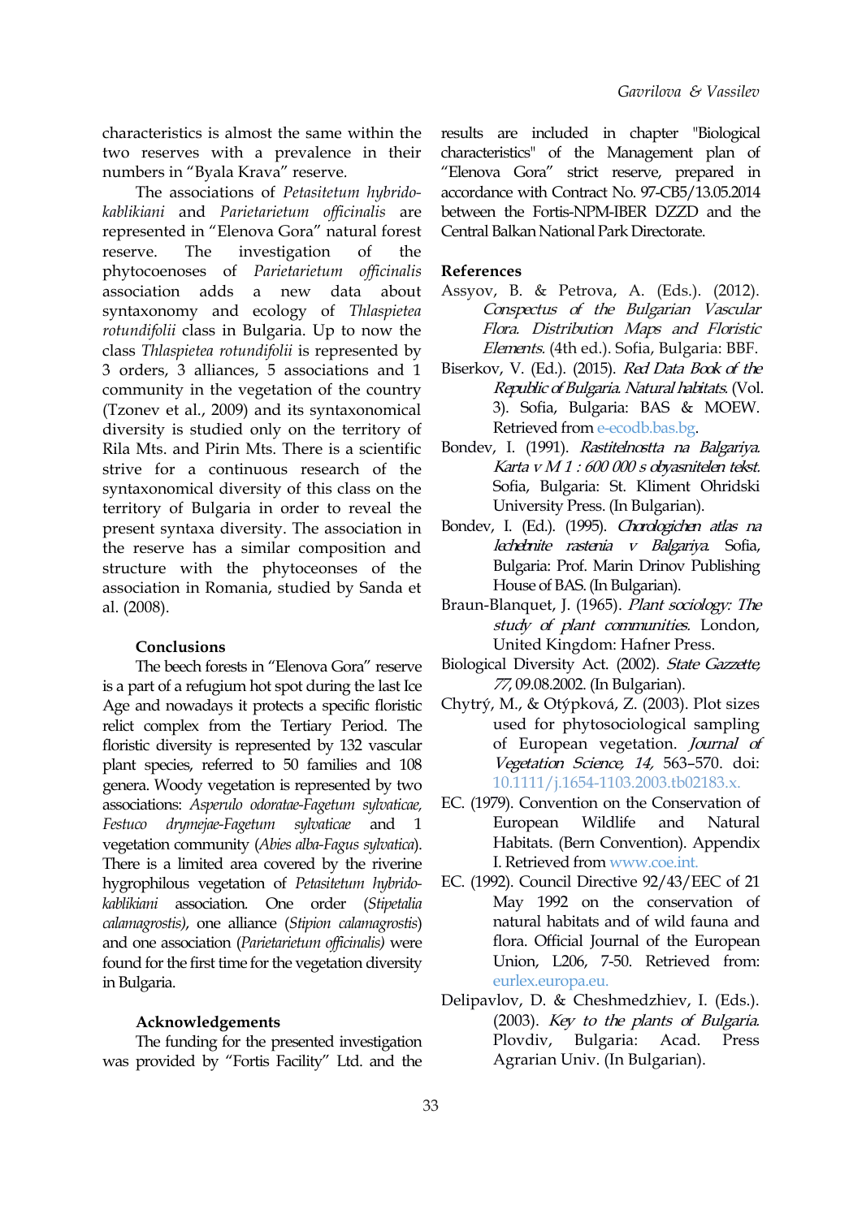characteristics is almost the same within the two reserves with a prevalence in their numbers in "Byala Krava" reserve.

The associations of *Petasitetum hybrido-kablikiani* and *Parietarietum officinalis* are represented in "Elenova Gora" natural forest reserve. The investigation of the phytocoenoses of *Parietarietum officinalis* association adds a new data about syntaxonomy and ecology of *Thlaspietea rotundifolii* class in Bulgaria. Up to now the class *Thlaspietea rotundifolii* is represented by 3 orders, 3 alliances, 5 associations and 1 community in the vegetation of the country (Tzonev et al., 2009) and its syntaxonomical diversity is studied only on the territory of Rila Mts. and Pirin Mts. There is a scientific strive for a continuous research of the syntaxonomical diversity of this class on the territory of Bulgaria in order to reveal the present syntaxa diversity. The association in the reserve has a similar composition and structure with the phytoceonses of the association in Romania, studied by Sanda et al. (2008).

## Conclusions

The beech forests in "Elenova Gora" reserve is a part of a refugium hot spot during the last Ice Age and nowadays it protects a specific floristic relict complex from the Tertiary Period. The floristic diversity is represented by 132 vascular plant species, referred to 50 families and 108 genera. Woody vegetation is represented by two associations: *Asperulo odoratae-Fagetum sylvaticae, Festuco drymejae-Fagetum sylvaticae* and 1 vegetation community (*Abies alba-Fagus sylvatica*). There is a limited area covered by the riverine hygrophilous vegetation of *Petasitetum hybrido-kablikiani* association. One order (*Stipetalia calamagrostis*), one alliance (*Stipion calamagrostis*) and one association (*Parietarietum officinalis)* were found for the first time for the vegetation diversity in Bulgaria.

## Acknowledgements

The funding for the presented investigation was provided by "Fortis Facility" Ltd. and the results are included in chapter "Biological characteristics" of the Management plan of "Elenova Gora" strict reserve, prepared in accordance with Contract No. 97-CB5/13.05.2014 between the Fortis-NPM-IBER DZZD and the Central Balkan National Park Directorate.

## References

Assyov, B. & Petrova, A. (Eds.). (2012). *Conspectus of the Bulgarian Vascular Flora. Distribution Maps and Floristic Elements.* (4th ed.). Sofia, Bulgaria: BBF.

Biserkov, V. (Ed.). (2015). *Red Data Book of the Republic of Bulgaria. Natural habitats.* (Vol. 3). Sofia, Bulgaria: BAS & MOEW. Retrieved from e-ecodb.bas.bg.

Bondev, I. (1991). *Rastitelnostta na Balgariya. Karta v M 1 : 600 000 s obyasnitelen tekst.* Sofia, Bulgaria: St. Kliment Ohridski University Press. (In Bulgarian).

Bondev, I. (Ed.). (1995). *Chorologichen atlas na lechebnite rastenia v Balgariya.* Sofia, Bulgaria: Prof. Marin Drinov Publishing House of BAS. (In Bulgarian).

Braun-Blanquet, J. (1965). *Plant sociology: The study of plant communities.* London, United Kingdom: Hafner Press.

Biological Diversity Act. (2002). *State Gazzette, 77*, 09.08.2002. (In Bulgarian).

Chytrý, M., & Otýpková, Z. (2003). Plot sizes used for phytosociological sampling of European vegetation. *Journal of Vegetation Science, 14,* 563–570. doi: 10.1111/j.1654-1103.2003.tb02183.x.

EC. (1979). Convention on the Conservation of European Wildlife and Natural Habitats. (Bern Convention). Appendix I. Retrieved from www.coe.int.

EC. (1992). Council Directive 92/43/EEC of 21 May 1992 on the conservation of natural habitats and of wild fauna and flora. Official Journal of the European Union, L206, 7-50. Retrieved from: eurlex.europa.eu.

Delipavlov, D. & Cheshmedzhiev, I. (Eds.). (2003). *Key to the plants of Bulgaria.* Plovdiv, Bulgaria: Acad. Press Agrarian Univ. (In Bulgarian).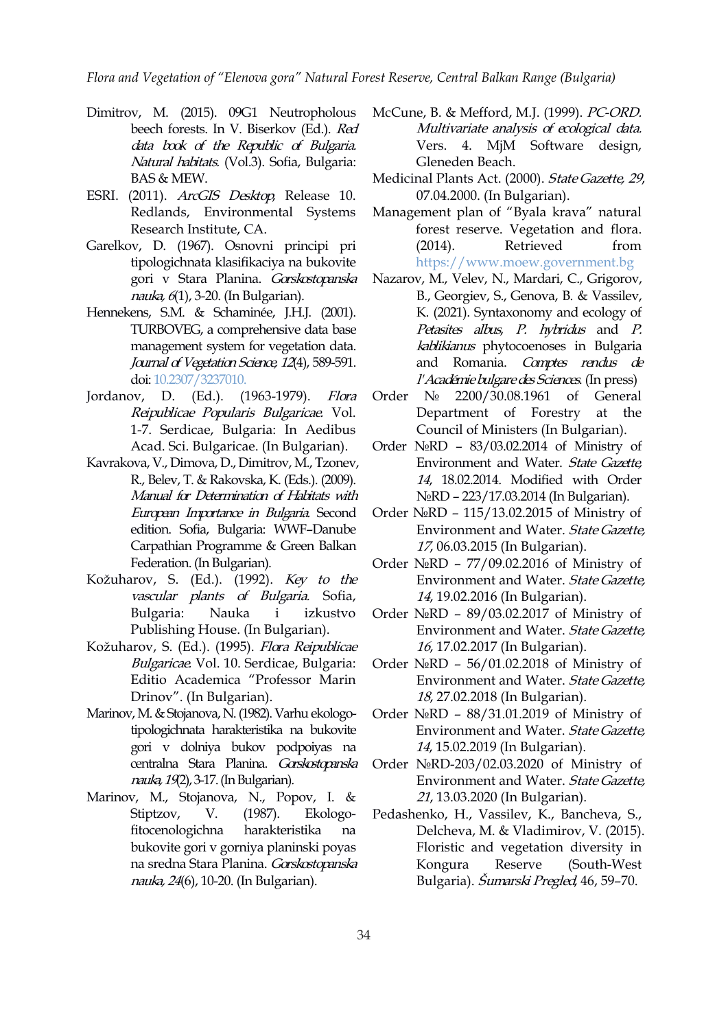Dimitrov, M. (2015). 09G1 Neutropholous beech forests. In V. Biserkov (Ed.). *Red data book of the Republic of Bulgaria. Natural habitats.* (Vol.3). Sofia, Bulgaria: BAS & MEW.

ESRI. (2011). *ArcGIS Desktop*, Release 10. Redlands, Environmental Systems Research Institute, CA.

Garelkov, D. (1967). Osnovni principi pri tipologichnata klasifikaciya na bukovite gori v Stara Planina. *Gorskostopanska nauka, 6*(1), 3-20. (In Bulgarian).

Hennekens, S.M. & Schaminée, J.H.J. (2001). TURBOVEG, a comprehensive data base management system for vegetation data. *Journal of Vegetation Science, 12*(4), 589-591. doi: 10.2307/3237010.

Jordanov, D. (Ed.). (1963-1979). *Flora Reipublicae Popularis Bulgaricae.* Vol. 1-7. Serdicae, Bulgaria: In Aedibus Acad. Sci. Bulgaricae. (In Bulgarian).

Kavrakova, V., Dimova, D., Dimitrov, M., Tzonev, R., Belev, T. & Rakovska, K. (Eds.). (2009). *Manual for Determination of Habitats with European Importance in Bulgaria.* Second edition. Sofia, Bulgaria: WWF–Danube Carpathian Programme & Green Balkan Federation. (In Bulgarian).

Kožuharov, S. (Ed.). (1992). *Key to the vascular plants of Bulgaria.* Sofia, Bulgaria: Nauka i izkustvo Publishing House. (In Bulgarian).

Kožuharov, S. (Ed.). (1995). *Flora Reipublicae Bulgaricae.* Vol. 10. Serdicae, Bulgaria: Editio Academica "Professor Marin Drinov". (In Bulgarian).

Marinov, M. & Stojanova, N. (1982). Varhu ekologo-tipologichnata harakteristika na bukovite gori v dolniya bukov podpoiyas na centralna Stara Planina. *Gorskostopanska nauka, 19*(2), 3-17. (In Bulgarian).

Marinov, M., Stojanova, N., Popov, I. & Stiptzov, V. (1987). Ekologo-fitocenologichna harakteristika na bukovite gori v gorniya planinski poyas na sredna Stara Planina. *Gorskostopanska nauka, 24*(6), 10-20. (In Bulgarian).

McCune, B. & Mefford, M.J. (1999). *PC-ORD. Multivariate analysis of ecological data.* Vers. 4. MjM Software design, Gleneden Beach.

Medicinal Plants Act. (2000). *State Gazette, 29*, 07.04.2000. (In Bulgarian).

Management plan of "Byala krava" natural forest reserve. Vegetation and flora. (2014). Retrieved from https://www.moew.government.bg

Nazarov, M., Velev, N., Mardari, C., Grigorov, B., Georgiev, S., Genova, B. & Vassilev, K. (2021). Syntaxonomy and ecology of *Petasites albus*, *P. hybridus* and *P. kablikianus* phytocoenoses in Bulgaria and Romania. *Comptes rendus de l'Académie bulgare des Sciences.* (In press)

Order № 2200/30.08.1961 of General Department of Forestry at the Council of Ministers (In Bulgarian).

Order №RD – 83/03.02.2014 of Ministry of Environment and Water. *State Gazette, 14*, 18.02.2014. Modified with Order №RD – 223/17.03.2014 (In Bulgarian).

Order №RD – 115/13.02.2015 of Ministry of Environment and Water. *State Gazette, 17*, 06.03.2015 (In Bulgarian).

Order №RD – 77/09.02.2016 of Ministry of Environment and Water. *State Gazette, 14*, 19.02.2016 (In Bulgarian).

Order №RD – 89/03.02.2017 of Ministry of Environment and Water. *State Gazette, 16*, 17.02.2017 (In Bulgarian).

Order №RD – 56/01.02.2018 of Ministry of Environment and Water. *State Gazette, 18*, 27.02.2018 (In Bulgarian).

Order №RD – 88/31.01.2019 of Ministry of Environment and Water. *State Gazette, 14*, 15.02.2019 (In Bulgarian).

Order №RD-203/02.03.2020 of Ministry of Environment and Water. *State Gazette, 21*, 13.03.2020 (In Bulgarian).

Pedashenko, H., Vassilev, K., Bancheva, S., Delcheva, M. & Vladimirov, V. (2015). Floristic and vegetation diversity in Kongura Reserve (South-West Bulgaria). *Šumarski Pregled*, 46, 59–70.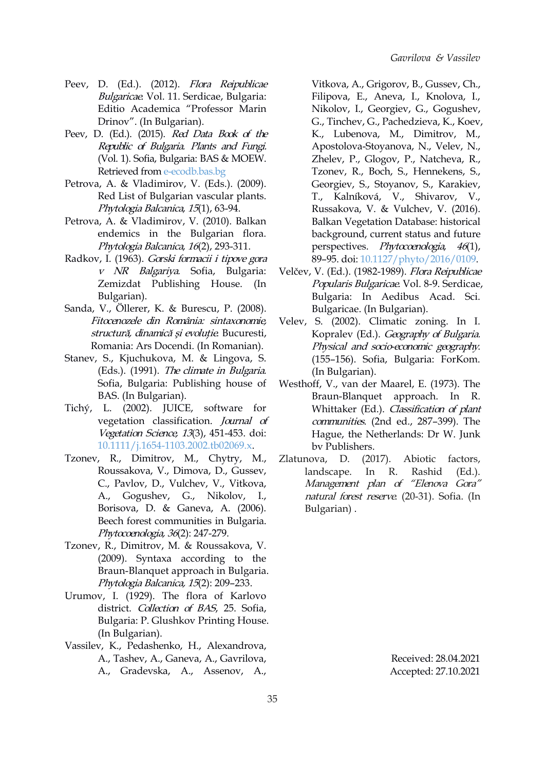Peev, D. (Ed.). (2012). *Flora Reipublicae Bulgaricae*. Vol. 11. Serdicae, Bulgaria: Editio Academica "Professor Marin Drinov". (In Bulgarian).

Peev, D. (Ed.). (2015). *Red Data Book of the Republic of Bulgaria. Plants and Fungi*. (Vol. 1). Sofia, Bulgaria: BAS & MOEW. Retrieved from e-ecodb.bas.bg

Petrova, A. & Vladimirov, V. (Eds.). (2009). Red List of Bulgarian vascular plants. *Phytologia Balcanica, 15*(1), 63-94.

Petrova, A. & Vladimirov, V. (2010). Balkan endemics in the Bulgarian flora. *Phytologia Balcanica, 16*(2), 293-311.

Radkov, I. (1963). *Gorski formacii i tipove gora v NR Balgariya*. Sofia, Bulgaria: Zemizdat Publishing House. (In Bulgarian).

Sanda, V., Öllerer, K. & Burescu, P. (2008). *Fitocenozele din România: sintaxonomie, structură, dinamică și evoluție*. Bucuresti, Romania: Ars Docendi. (In Romanian).

Stanev, S., Kjuchukova, M. & Lingova, S. (Eds.). (1991). *The climate in Bulgaria*. Sofia, Bulgaria: Publishing house of BAS. (In Bulgarian).

Tichý, L. (2002). JUICE, software for vegetation classification. *Journal of Vegetation Science, 13*(3), 451-453. doi: 10.1111/j.1654-1103.2002.tb02069.x.

Tzonev, R., Dimitrov, M., Chytry, M., Roussakova, V., Dimova, D., Gussev, C., Pavlov, D., Vulchev, V., Vitkova, A., Gogushev, G., Nikolov, I., Borisova, D. & Ganeva, A. (2006). Beech forest communities in Bulgaria. *Phytocoenologia, 36*(2): 247-279.

Tzonev, R., Dimitrov, M. & Roussakova, V. (2009). Syntaxa according to the Braun-Blanquet approach in Bulgaria. *Phytologia Balcanica, 15*(2): 209–233.

Urumov, I. (1929). The flora of Karlovo district. *Collection of BAS*, 25. Sofia, Bulgaria: P. Glushkov Printing House. (In Bulgarian).

Vassilev, K., Pedashenko, H., Alexandrova, A., Tashev, A., Ganeva, A., Gavrilova, A., Gradevska, A., Assenov, A., Vitkova, A., Grigorov, B., Gussev, Ch., Filipova, E., Aneva, I., Knolova, I., Nikolov, I., Georgiev, G., Gogushev, G., Tinchev, G., Pachedzieva, K., Koev, K., Lubenova, M., Dimitrov, M., Apostolova-Stoyanova, N., Velev, N., Zhelev, P., Glogov, P., Natcheva, R., Tzonev, R., Boch, S., Hennekens, S., Georgiev, S., Stoyanov, S., Karakiev, T., Kalníková, V., Shivarov, V., Russakova, V. & Vulchev, V. (2016). Balkan Vegetation Database: historical background, current status and future perspectives. *Phytocoenologia, 46*(1), 89–95. doi: 10.1127/phyto/2016/0109.

Velčev, V. (Ed.). (1982-1989). *Flora Reipublicae Popularis Bulgaricae*. Vol. 8-9. Serdicae, Bulgaria: In Aedibus Acad. Sci. Bulgaricae. (In Bulgarian).

Velev, S. (2002). Climatic zoning. In I. Kopralev (Ed.). *Geography of Bulgaria. Physical and socio-economic geography*. (155–156). Sofia, Bulgaria: ForKom. (In Bulgarian).

Westhoff, V., van der Maarel, E. (1973). The Braun-Blanquet approach. In R. Whittaker (Ed.). *Classification of plant communities*. (2nd ed., 287–399). The Hague, the Netherlands: Dr W. Junk bv Publishers.

Zlatunova, D. (2017). Abiotic factors, landscape. In R. Rashid (Ed.). *Management plan of "Elenova Gora" natural forest reserve*. (20-31). Sofia. (In Bulgarian) .

Received: 28.04.2021
Accepted: 27.10.2021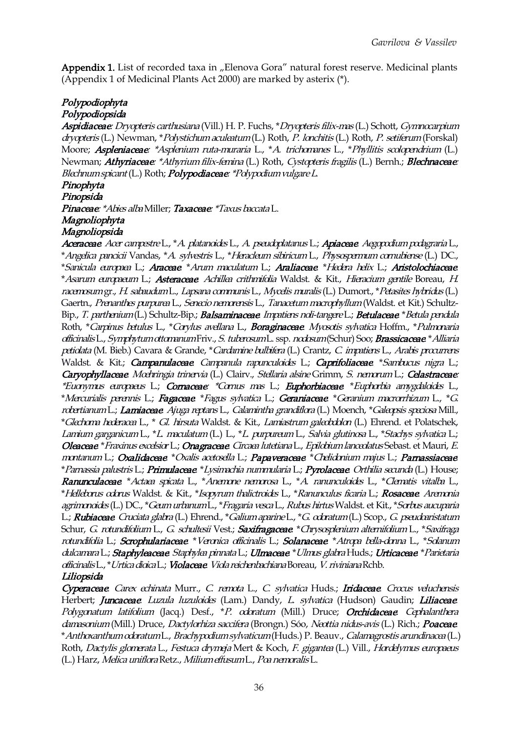**Appendix 1.** List of recorded taxa in „Elenova Gora" natural forest reserve. Medicinal plants (Appendix 1 of Medicinal Plants Act 2000) are marked by asterix (*).

***Polypodiophyta***

***Polypodiopsida***

***Aspidiaceae***: *Dryopteris carthusiana* (Vill.) H. P. Fuchs, **Dryopteris filix-mas* (L.) Schott, *Gymnocarpium dryopteris* (L.) Newman, **Polystichum aculeatum* (L.) Roth, *P. lonchitis* (L.) Roth, *P. setiferum* (Forskal) Moore; ***Aspleniaceae***: **Asplenium ruta-muraria* L., **A. trichomanes* L., **Phyllitis scolopendrium* (L.) Newman; ***Athyriaceae***: **Athyrium filix-femina* (L.) Roth, *Cystopteris fragilis* (L.) Bernh.; ***Blechnaceae***: *Blechnum spicant* (L.) Roth; ***Polypodiaceae***: **Polypodium vulgare L.*

***Pinophyta***

***Pinopsida***

***Pinaceae***: **Abies alba* Miller; ***Taxaceae***: **Taxus baccata* L.

***Magnoliophyta***

***Magnoliopsida***

***Aceraceae***: *Acer campestre* L., **A. platanoides* L., *A. pseudoplatanus* L.; ***Apiaceae***: *Aegopodium podagraria* L., **Angelica pancicii* Vandas, **A. sylvestris* L., **Heracleum sibiricum* L., *Physospermum cornubiense* (L.) DC., **Sanicula europaea* L.; ***Araceae***: **Arum maculatum* L.; ***Araliaceae***: **Hedera helix* L.; ***Aristolochiaceae***: **Asarum europaeum* L.; ***Asteraceae***: *Achillea crithmifolia* Waldst. & Kit., *Hieracium gentile* Boreau, *H. racemosum* gr., *H. sabaudum* L., *Lapsana communis* L., *Mycelis muralis* (L.) Dumort., **Petasites hybridus* (L.) Gaertn., *Prenanthes purpurea* L., *Senecio nemorensis* L., *Tanacetum macrophyllum* (Waldst. et Kit.) Schultz-Bip., *T. parthenium* (L.) Schultz-Bip.; ***Balsaminaceae***: *Impatiens noli-tangere* L.; ***Betulaceae***: **Betula pendula* Roth, **Carpinus betulus* L., **Corylus avellana* L., ***Boraginaceae***: *Myosotis sylvatica* Hoffm., **Pulmonaria officinalis* L., *Symphytum ottomanum* Friv., *S. tuberosum* L. ssp. *nodosum* (Schur) Soo; ***Brassicaceae***: **Alliaria petiolata* (M. Bieb.) Cavara & Grande, **Cardamine bulbifera* (L.) Crantz, *C. impatiens* L., *Arabis procurrens* Waldst. & Kit.; ***Campanulaceae***: *Campanula rapunculoides* L.; ***Caprifoliaceae***: **Sambucus nigra* L.; ***Caryophyllaceae***: *Moehringia trinervia* (L.) Clairv., *Stellaria alsine* Grimm, *S. nemorum* L.; ***Celastraceae***: **Euonymus europaeus* L.; ***Cornaceae***: **Cornus mas* L.; ***Euphorbiaceae***: **Euphorbia amygdaloides* L., **Mercurialis perennis* L.; ***Fagaceae***: **Fagus sylvatica* L.; ***Geraniaceae***: **Geranium macrorrhizum* L., **G. robertianum* L.; ***Lamiaceae***: *Ajuga reptans* L., *Calamintha grandiflora* (L.) Moench, **Galeopsis speciosa* Mill., **Glechoma hederacea* L., * *Gl. hirsuta* Waldst. & Kit., *Lamiastrum galeobdolon* (L.) Ehrend. et Polatschek, *Lamium garganicum* L., **L. maculatum* (L.) L., **L. purpureum* L., *Salvia glutinosa* L., **Stachys sylvatica* L.; ***Oleaceae***: **Fraxinus excelsior* L.; ***Onagraceae***: *Circaea lutetiana* L., *Epilobium lanceolatus* Sebast. et Mauri, *E. montanum* L.; ***Oxalidaceae***: **Oxalis acetosella* L.; ***Papaveraceae***: **Chelidonium majus* L.; ***Parnassiaceae***: **Parnassia palustris* L.; ***Primulaceae***: **Lysimachia nummularia* L.; ***Pyrolaceae***: *Orthilia secunda* (L.) House; ***Ranunculaceae***: **Actaea spicata* L., **Anemone nemorosa* L., **A. ranunculoides* L., **Clematis vitalba* L., **Helleborus odorus* Waldst. & Kit., **Isopyrum thalictroides* L., **Ranunculus ficaria* L.; ***Rosaceae***: *Aremonia agrimonoides* (L.) DC., **Geum urbanum* L., **Fragaria vesca* L., *Rubus hirtus* Waldst. et Kit., **Sorbus aucuparia* L.; ***Rubiaceae***: *Cruciata glabra* (L.) Ehrend., **Galium aparine* L., **G. odoratum* (L.) Scop., *G. pseudaristatum* Schur, *G. rotundifolium* L., *G. schultesii* Vest.; ***Saxifragaceae***: **Chrysosplenium alternifolium* L., **Saxifraga rotundifolia* L.; ***Scrophulariaceae***: **Veronica officinalis* L.; ***Solanaceae***: **Atropa bella-donna* L., **Solanum dulcamara* L.; ***Staphyleaceae***: *Staphylea pinnata* L.; ***Ulmaceae***: **Ulmus glabra* Huds.; ***Urticaceae***: **Parietaria officinalis* L., **Urtica dioica* L.; ***Violaceae***: *Viola reichenbachiana* Boreau, *V. riviniana* Rchb.

***Liliopsida***

***Cyperaceae***: *Carex echinata* Murr., *C. remota* L., *C. sylvatica* Huds.; ***Iridaceae***: *Crocus veluchensis* Herbert; ***Juncaceae***: *Luzula luzuloides* (Lam.) Dandy, *L. sylvatica* (Hudson) Gaudin; ***Liliaceae***: *Polygonatum latifolium* (Jacq.) Desf., **P. odoratum* (Mill.) Druce; ***Orchidaceae***: *Cephalanthera damasonium* (Mill.) Druce, *Dactylorhiza saccifera* (Brongn.) Sóo, *Neottia nidus-avis* (L.) Rich.; ***Poaceae***: **Anthoxanthum odoratum* L., *Brachypodium sylvaticum* (Huds.) P. Beauv., *Calamagrostis arundinacea* (L.) Roth, *Dactylis glomerata* L., *Festuca drymeja* Mert & Koch, *F. gigantea* (L.) Vill., *Hordelymus europaeus* (L.) Harz, *Melica uniflora* Retz., *Milium effusum* L., *Poa nemoralis* L.